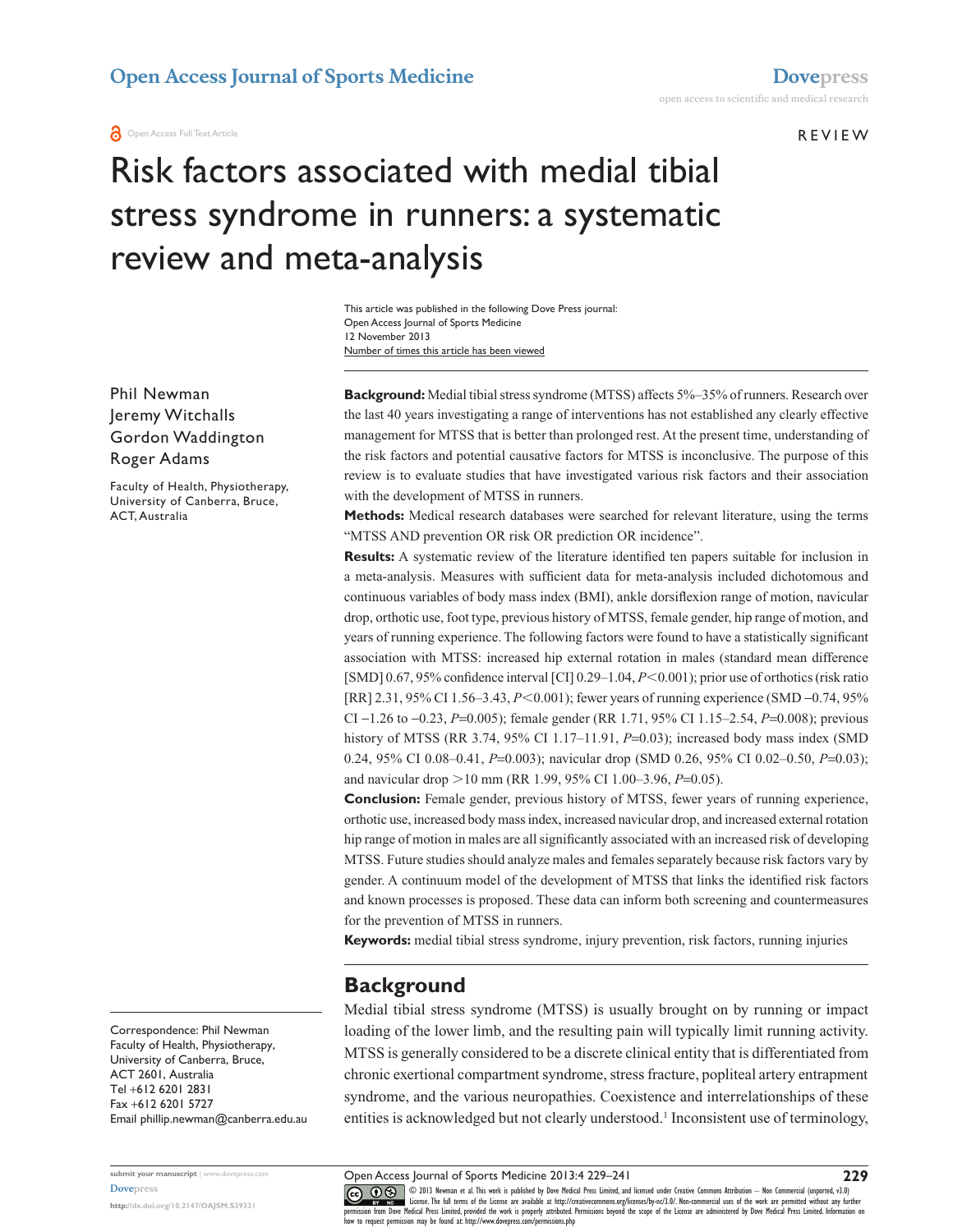Open Access Journal of Sports Medicine

Open Access Full Text Article

REVIEW

# Risk factors associated with medial tibial stress syndrome in runners: a systematic review and meta-analysis

This article was published in the following Dove Press journal:
Open Access Journal of Sports Medicine
12 November 2013
Number of times this article has been viewed

Phil Newman
Jeremy Witchalls
Gordon Waddington
Roger Adams

Faculty of Health, Physiotherapy, University of Canberra, Bruce, ACT, Australia

**Background:** Medial tibial stress syndrome (MTSS) affects 5%–35% of runners. Research over the last 40 years investigating a range of interventions has not established any clearly effective management for MTSS that is better than prolonged rest. At the present time, understanding of the risk factors and potential causative factors for MTSS is inconclusive. The purpose of this review is to evaluate studies that have investigated various risk factors and their association with the development of MTSS in runners.

**Methods:** Medical research databases were searched for relevant literature, using the terms "MTSS AND prevention OR risk OR prediction OR incidence".

**Results:** A systematic review of the literature identified ten papers suitable for inclusion in a meta-analysis. Measures with sufficient data for meta-analysis included dichotomous and continuous variables of body mass index (BMI), ankle dorsiflexion range of motion, navicular drop, orthotic use, foot type, previous history of MTSS, female gender, hip range of motion, and years of running experience. The following factors were found to have a statistically significant association with MTSS: increased hip external rotation in males (standard mean difference [SMD] 0.67, 95% confidence interval [CI] 0.29–1.04, $P<0.001$); prior use of orthotics (risk ratio [RR] 2.31, 95% CI 1.56–3.43, $P<0.001$); fewer years of running experience (SMD −0.74, 95% CI −1.26 to −0.23, $P=0.005$); female gender (RR 1.71, 95% CI 1.15–2.54, $P=0.008$); previous history of MTSS (RR 3.74, 95% CI 1.17–11.91, $P=0.03$); increased body mass index (SMD 0.24, 95% CI 0.08–0.41, $P=0.003$); navicular drop (SMD 0.26, 95% CI 0.02–0.50, $P=0.03$); and navicular drop >10 mm (RR 1.99, 95% CI 1.00–3.96, $P=0.05$).

**Conclusion:** Female gender, previous history of MTSS, fewer years of running experience, orthotic use, increased body mass index, increased navicular drop, and increased external rotation hip range of motion in males are all significantly associated with an increased risk of developing MTSS. Future studies should analyze males and females separately because risk factors vary by gender. A continuum model of the development of MTSS that links the identified risk factors and known processes is proposed. These data can inform both screening and countermeasures for the prevention of MTSS in runners.

**Keywords:** medial tibial stress syndrome, injury prevention, risk factors, running injuries

## Background

Medial tibial stress syndrome (MTSS) is usually brought on by running or impact loading of the lower limb, and the resulting pain will typically limit running activity. MTSS is generally considered to be a discrete clinical entity that is differentiated from chronic exertional compartment syndrome, stress fracture, popliteal artery entrapment syndrome, and the various neuropathies. Coexistence and interrelationships of these entities is acknowledged but not clearly understood.[1] Inconsistent use of terminology,

Correspondence: Phil Newman
Faculty of Health, Physiotherapy, University of Canberra, Bruce, ACT 2601, Australia
Tel +612 6201 2831
Fax +612 6201 5727
Email phillip.newman@canberra.edu.au

© 2013 Newman et al. This work is published by Dove Medical Press Limited, and licensed under Creative Commons Attribution – Non Commercial (unported, v3.0) License. The full terms of the License are available at http://creativecommons.org/licenses/by-nc/3.0/. Non-commercial uses of the work are permitted without any further permission from Dove Medical Press Limited, provided the work is properly attributed. Permissions beyond the scope of the License are administered by Dove Medical Press Limited. Information on how to request permission may be found at: http://www.dovepress.com/permissions.php

http://dx.doi.org/10.2147/OAJSM.S39331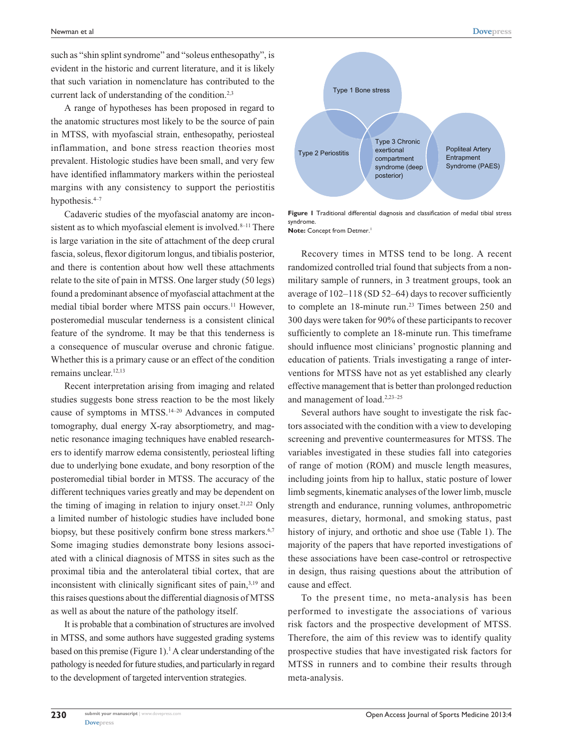such as "shin splint syndrome" and "soleus enthesopathy", is evident in the historic and current literature, and it is likely that such variation in nomenclature has contributed to the current lack of understanding of the condition.[2,3]

A range of hypotheses has been proposed in regard to the anatomic structures most likely to be the source of pain in MTSS, with myofascial strain, enthesopathy, periosteal inflammation, and bone stress reaction theories most prevalent. Histologic studies have been small, and very few have identified inflammatory markers within the periosteal margins with any consistency to support the periostitis hypothesis.[4–7]

Cadaveric studies of the myofascial anatomy are inconsistent as to which myofascial element is involved.[8–11] There is large variation in the site of attachment of the deep crural fascia, soleus, flexor digitorum longus, and tibialis posterior, and there is contention about how well these attachments relate to the site of pain in MTSS. One larger study (50 legs) found a predominant absence of myofascial attachment at the medial tibial border where MTSS pain occurs.[11] However, posteromedial muscular tenderness is a consistent clinical feature of the syndrome. It may be that this tenderness is a consequence of muscular overuse and chronic fatigue. Whether this is a primary cause or an effect of the condition remains unclear.[12,13]

Recent interpretation arising from imaging and related studies suggests bone stress reaction to be the most likely cause of symptoms in MTSS.[14–20] Advances in computed tomography, dual energy X-ray absorptiometry, and magnetic resonance imaging techniques have enabled researchers to identify marrow edema consistently, periosteal lifting due to underlying bone exudate, and bony resorption of the posteromedial tibial border in MTSS. The accuracy of the different techniques varies greatly and may be dependent on the timing of imaging in relation to injury onset.[21,22] Only a limited number of histologic studies have included bone biopsy, but these positively confirm bone stress markers.[6,7] Some imaging studies demonstrate bony lesions associated with a clinical diagnosis of MTSS in sites such as the proximal tibia and the anterolateral tibial cortex, that are inconsistent with clinically significant sites of pain,[3,19] and this raises questions about the differential diagnosis of MTSS as well as about the nature of the pathology itself.

It is probable that a combination of structures are involved in MTSS, and some authors have suggested grading systems based on this premise (Figure 1).[1] A clear understanding of the pathology is needed for future studies, and particularly in regard to the development of targeted intervention strategies.

Type 1 Bone stress

Type 2 Periostitis

Type 3 Chronic exertional compartment syndrome (deep posterior)

Popliteal Artery Entrapment Syndrome (PAES)

**Figure 1** Traditional differential diagnosis and classification of medial tibial stress syndrome.
**Note:** Concept from Detmer.[1]

Recovery times in MTSS tend to be long. A recent randomized controlled trial found that subjects from a non-military sample of runners, in 3 treatment groups, took an average of 102–118 (SD 52–64) days to recover sufficiently to complete an 18-minute run.[23] Times between 250 and 300 days were taken for 90% of these participants to recover sufficiently to complete an 18-minute run. This timeframe should influence most clinicians' prognostic planning and education of patients. Trials investigating a range of interventions for MTSS have not as yet established any clearly effective management that is better than prolonged reduction and management of load.[2,23–25]

Several authors have sought to investigate the risk factors associated with the condition with a view to developing screening and preventive countermeasures for MTSS. The variables investigated in these studies fall into categories of range of motion (ROM) and muscle length measures, including joints from hip to hallux, static posture of lower limb segments, kinematic analyses of the lower limb, muscle strength and endurance, running volumes, anthropometric measures, dietary, hormonal, and smoking status, past history of injury, and orthotic and shoe use (Table 1). The majority of the papers that have reported investigations of these associations have been case-control or retrospective in design, thus raising questions about the attribution of cause and effect.

To the present time, no meta-analysis has been performed to investigate the associations of various risk factors and the prospective development of MTSS. Therefore, the aim of this review was to identify quality prospective studies that have investigated risk factors for MTSS in runners and to combine their results through meta-analysis.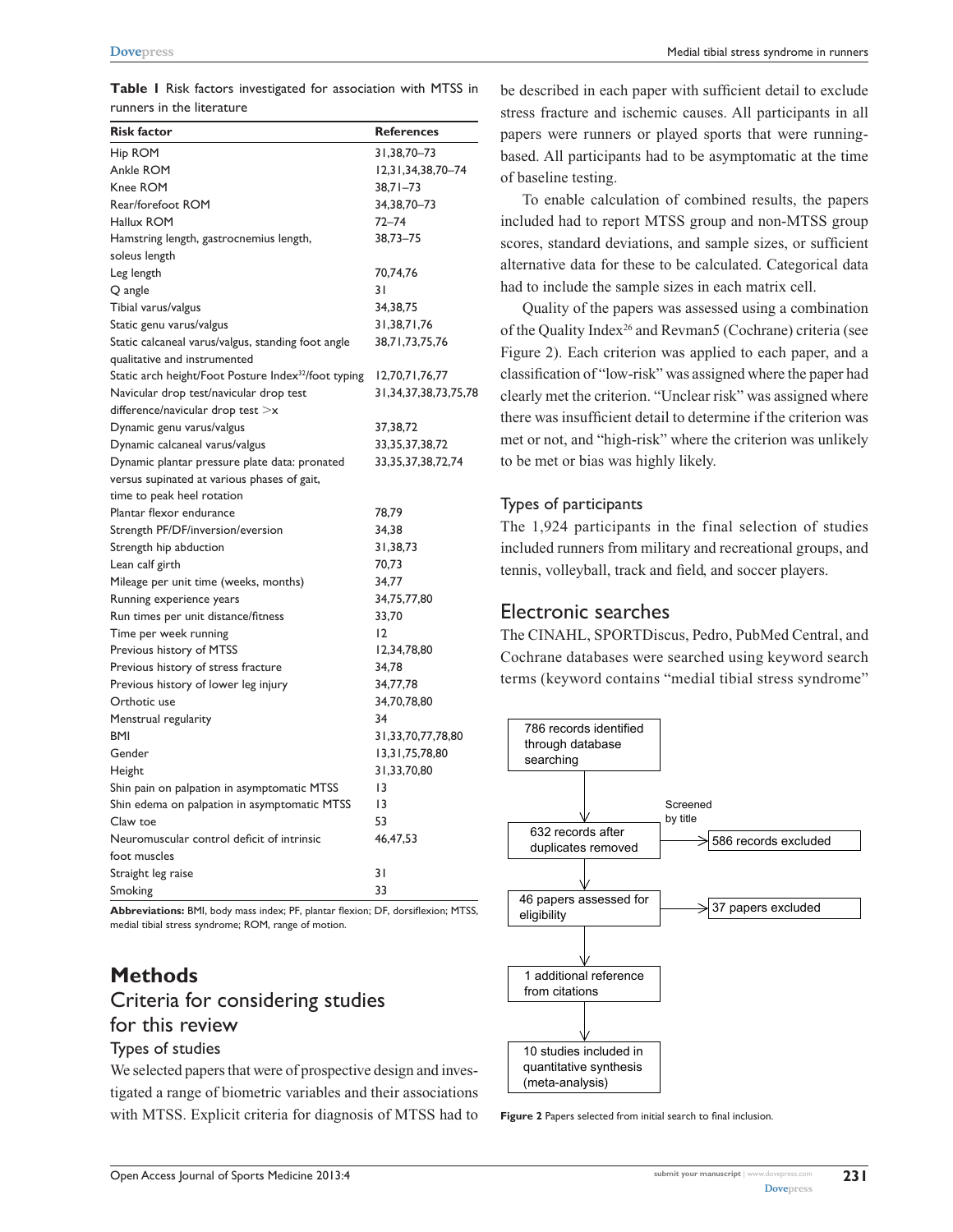**Table 1** Risk factors investigated for association with MTSS in runners in the literature

| Risk factor | References |
|---|---|
| Hip ROM | 31,38,70–73 |
| Ankle ROM | 12,31,34,38,70–74 |
| Knee ROM | 38,71–73 |
| Rear/forefoot ROM | 34,38,70–73 |
| Hallux ROM | 72–74 |
| Hamstring length, gastrocnemius length, soleus length | 38,73–75 |
| Leg length | 70,74,76 |
| Q angle | 31 |
| Tibial varus/valgus | 34,38,75 |
| Static genu varus/valgus | 31,38,71,76 |
| Static calcaneal varus/valgus, standing foot angle qualitative and instrumented | 38,71,73,75,76 |
| Static arch height/Foot Posture Index[32]/foot typing | 12,70,71,76,77 |
| Navicular drop test/navicular drop test difference/navicular drop test >x | 31,34,37,38,73,75,78 |
| Dynamic genu varus/valgus | 37,38,72 |
| Dynamic calcaneal varus/valgus | 33,35,37,38,72 |
| Dynamic plantar pressure plate data: pronated versus supinated at various phases of gait, time to peak heel rotation | 33,35,37,38,72,74 |
| Plantar flexor endurance | 78,79 |
| Strength PF/DF/inversion/eversion | 34,38 |
| Strength hip abduction | 31,38,73 |
| Lean calf girth | 70,73 |
| Mileage per unit time (weeks, months) | 34,77 |
| Running experience years | 34,75,77,80 |
| Run times per unit distance/fitness | 33,70 |
| Time per week running | 12 |
| Previous history of MTSS | 12,34,78,80 |
| Previous history of stress fracture | 34,78 |
| Previous history of lower leg injury | 34,77,78 |
| Orthotic use | 34,70,78,80 |
| Menstrual regularity | 34 |
| BMI | 31,33,70,77,78,80 |
| Gender | 13,31,75,78,80 |
| Height | 31,33,70,80 |
| Shin pain on palpation in asymptomatic MTSS | 13 |
| Shin edema on palpation in asymptomatic MTSS | 13 |
| Claw toe | 53 |
| Neuromuscular control deficit of intrinsic foot muscles | 46,47,53 |
| Straight leg raise | 31 |
| Smoking | 33 |

**Abbreviations:** BMI, body mass index; PF, plantar flexion; DF, dorsiflexion; MTSS, medial tibial stress syndrome; ROM, range of motion.

# Methods

## Criteria for considering studies for this review

### Types of studies

We selected papers that were of prospective design and investigated a range of biometric variables and their associations with MTSS. Explicit criteria for diagnosis of MTSS had to be described in each paper with sufficient detail to exclude stress fracture and ischemic causes. All participants in all papers were runners or played sports that were running-based. All participants had to be asymptomatic at the time of baseline testing.

To enable calculation of combined results, the papers included had to report MTSS group and non-MTSS group scores, standard deviations, and sample sizes, or sufficient alternative data for these to be calculated. Categorical data had to include the sample sizes in each matrix cell.

Quality of the papers was assessed using a combination of the Quality Index[26] and Revman5 (Cochrane) criteria (see Figure 2). Each criterion was applied to each paper, and a classification of "low-risk" was assigned where the paper had clearly met the criterion. "Unclear risk" was assigned where there was insufficient detail to determine if the criterion was met or not, and "high-risk" where the criterion was unlikely to be met or bias was highly likely.

### Types of participants

The 1,924 participants in the final selection of studies included runners from military and recreational groups, and tennis, volleyball, track and field, and soccer players.

## Electronic searches

The CINAHL, SPORTDiscus, Pedro, PubMed Central, and Cochrane databases were searched using keyword search terms (keyword contains "medial tibial stress syndrome"

786 records identified through database searching → 632 records after duplicates removed (Screened by title: 586 records excluded) → 46 papers assessed for eligibility (37 papers excluded) → 1 additional reference from citations → 10 studies included in quantitative synthesis (meta-analysis)

**Figure 2** Papers selected from initial search to final inclusion.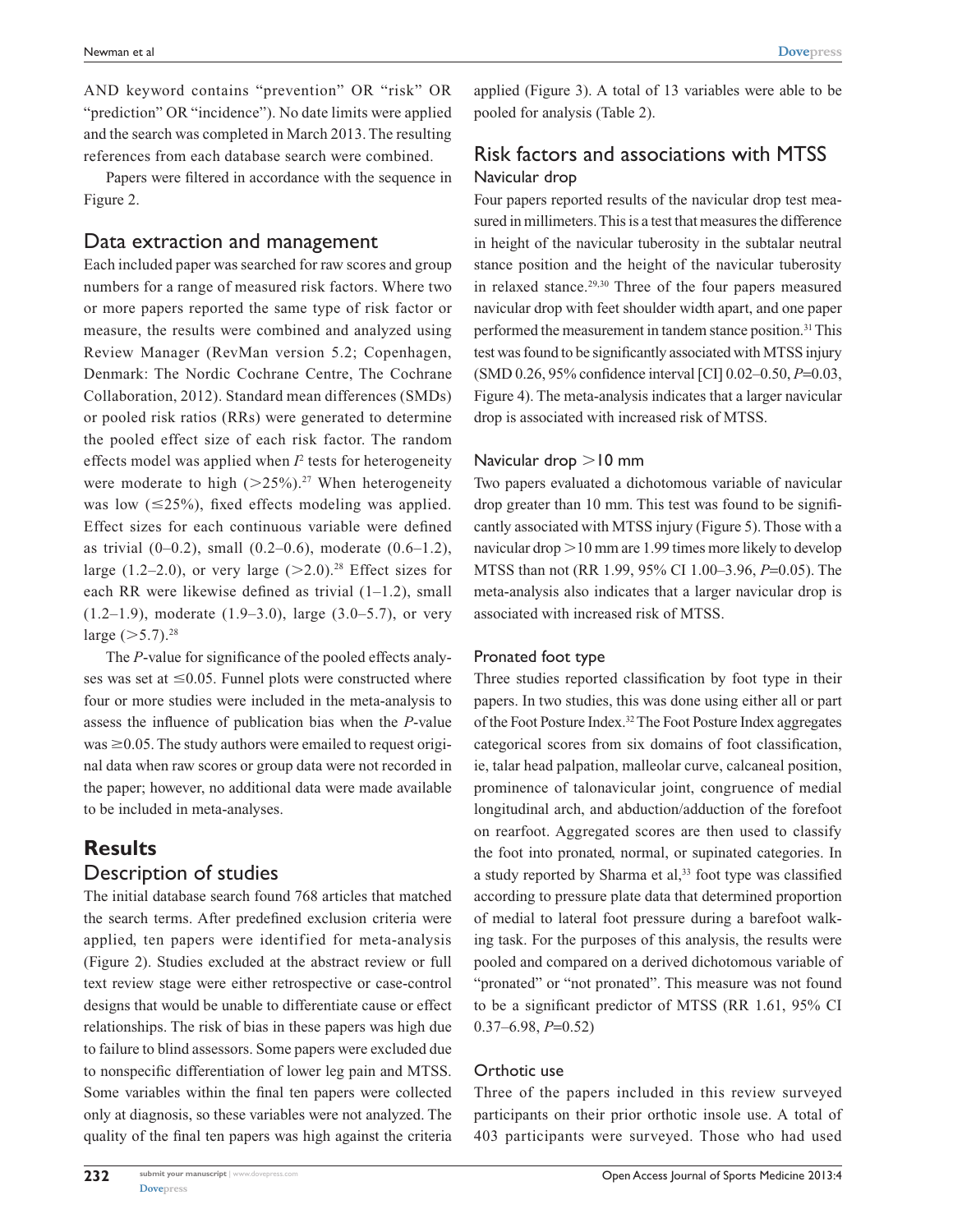AND keyword contains "prevention" OR "risk" OR "prediction" OR "incidence"). No date limits were applied and the search was completed in March 2013. The resulting references from each database search were combined.

Papers were filtered in accordance with the sequence in Figure 2.

## Data extraction and management

Each included paper was searched for raw scores and group numbers for a range of measured risk factors. Where two or more papers reported the same type of risk factor or measure, the results were combined and analyzed using Review Manager (RevMan version 5.2; Copenhagen, Denmark: The Nordic Cochrane Centre, The Cochrane Collaboration, 2012). Standard mean differences (SMDs) or pooled risk ratios (RRs) were generated to determine the pooled effect size of each risk factor. The random effects model was applied when $I^2$ tests for heterogeneity were moderate to high (>25%).[27] When heterogeneity was low (≤25%), fixed effects modeling was applied. Effect sizes for each continuous variable were defined as trivial (0–0.2), small (0.2–0.6), moderate (0.6–1.2), large (1.2–2.0), or very large (>2.0).[28] Effect sizes for each RR were likewise defined as trivial (1–1.2), small (1.2–1.9), moderate (1.9–3.0), large (3.0–5.7), or very large (>5.7).[28]

The *P*-value for significance of the pooled effects analyses was set at ≤0.05. Funnel plots were constructed where four or more studies were included in the meta-analysis to assess the influence of publication bias when the *P*-value was ≥0.05. The study authors were emailed to request original data when raw scores or group data were not recorded in the paper; however, no additional data were made available to be included in meta-analyses.

# Results

## Description of studies

The initial database search found 768 articles that matched the search terms. After predefined exclusion criteria were applied, ten papers were identified for meta-analysis (Figure 2). Studies excluded at the abstract review or full text review stage were either retrospective or case-control designs that would be unable to differentiate cause or effect relationships. The risk of bias in these papers was high due to failure to blind assessors. Some papers were excluded due to nonspecific differentiation of lower leg pain and MTSS. Some variables within the final ten papers were collected only at diagnosis, so these variables were not analyzed. The quality of the final ten papers was high against the criteria applied (Figure 3). A total of 13 variables were able to be pooled for analysis (Table 2).

## Risk factors and associations with MTSS

### Navicular drop

Four papers reported results of the navicular drop test measured in millimeters. This is a test that measures the difference in height of the navicular tuberosity in the subtalar neutral stance position and the height of the navicular tuberosity in relaxed stance.[29,30] Three of the four papers measured navicular drop with feet shoulder width apart, and one paper performed the measurement in tandem stance position.[31] This test was found to be significantly associated with MTSS injury (SMD 0.26, 95% confidence interval [CI] 0.02–0.50, *P*=0.03, Figure 4). The meta-analysis indicates that a larger navicular drop is associated with increased risk of MTSS.

### Navicular drop >10 mm

Two papers evaluated a dichotomous variable of navicular drop greater than 10 mm. This test was found to be significantly associated with MTSS injury (Figure 5). Those with a navicular drop >10 mm are 1.99 times more likely to develop MTSS than not (RR 1.99, 95% CI 1.00–3.96, *P*=0.05). The meta-analysis also indicates that a larger navicular drop is associated with increased risk of MTSS.

### Pronated foot type

Three studies reported classification by foot type in their papers. In two studies, this was done using either all or part of the Foot Posture Index.[32] The Foot Posture Index aggregates categorical scores from six domains of foot classification, ie, talar head palpation, malleolar curve, calcaneal position, prominence of talonavicular joint, congruence of medial longitudinal arch, and abduction/adduction of the forefoot on rearfoot. Aggregated scores are then used to classify the foot into pronated, normal, or supinated categories. In a study reported by Sharma et al,[33] foot type was classified according to pressure plate data that determined proportion of medial to lateral foot pressure during a barefoot walking task. For the purposes of this analysis, the results were pooled and compared on a derived dichotomous variable of "pronated" or "not pronated". This measure was not found to be a significant predictor of MTSS (RR 1.61, 95% CI 0.37–6.98, *P*=0.52)

### Orthotic use

Three of the papers included in this review surveyed participants on their prior orthotic insole use. A total of 403 participants were surveyed. Those who had used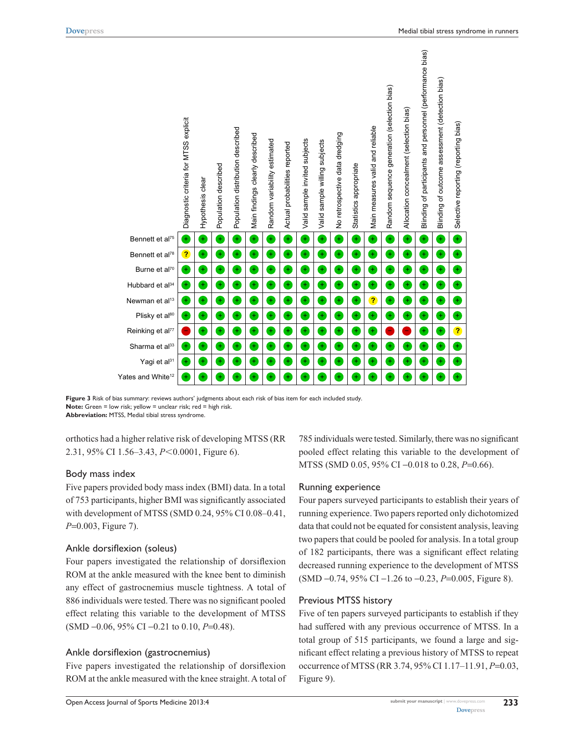| | Diagnostic criteria for MTSS explicit | Hypothesis clear | Population described | Population distribution described | Main findings clearly described | Random variability estimated | Actual probabilities reported | Valid sample invited subjects | Valid sample willing subjects | No retrospective data dredging | Statistics appropriate | Main measures valid and reliable | Random sequence generation (selection bias) | Allocation concealment (selection bias) | Blinding of participants and personnel (performance bias) | Blinding of outcome assessment (detection bias) | Selective reporting (reporting bias) |
|---|---|---|---|---|---|---|---|---|---|---|---|---|---|---|---|---|---|
| Bennett et al[75] | + | + | + | + | + | + | + | + | + | + | + | + | + | + | + | + | + |
| Bennett et al[78] | ? | + | + | + | + | + | + | + | + | + | + | + | + | + | + | + | + |
| Burne et al[70] | + | + | + | + | + | + | + | + | + | + | + | + | + | + | + | + | + |
| Hubbard et al[34] | + | + | + | + | + | + | + | + | + | + | + | + | + | + | + | + | + |
| Newman et al[13] | + | + | + | + | + | + | + | + | + | + | + | ? | + | + | + | + | + |
| Plisky et al[80] | + | + | + | + | + | + | + | + | + | + | + | + | + | + | + | + | + |
| Reinking et al[77] | − | + | + | + | + | + | + | + | + | + | + | + | − | − | + | + | ? |
| Sharma et al[33] | + | + | + | + | + | + | + | + | + | + | + | + | + | + | + | + | + |
| Yagi et al[31] | + | + | + | + | + | + | + | + | + | + | + | + | + | + | + | + | + |
| Yates and White[12] | + | + | + | + | + | + | + | + | + | + | + | + | + | + | + | + | + |

**Figure 3** Risk of bias summary: reviews authors' judgments about each risk of bias item for each included study.
**Note:** Green = low risk; yellow = unclear risk; red = high risk.
**Abbreviation:** MTSS, Medial tibial stress syndrome.

orthotics had a higher relative risk of developing MTSS (RR 2.31, 95% CI 1.56–3.43, $P<0.0001$, Figure 6).

### Body mass index

Five papers provided body mass index (BMI) data. In a total of 753 participants, higher BMI was significantly associated with development of MTSS (SMD 0.24, 95% CI 0.08–0.41, $P=0.003$, Figure 7).

### Ankle dorsiflexion (soleus)

Four papers investigated the relationship of dorsiflexion ROM at the ankle measured with the knee bent to diminish any effect of gastrocnemius muscle tightness. A total of 886 individuals were tested. There was no significant pooled effect relating this variable to the development of MTSS (SMD −0.06, 95% CI −0.21 to 0.10, $P=0.48$).

### Ankle dorsiflexion (gastrocnemius)

Five papers investigated the relationship of dorsiflexion ROM at the ankle measured with the knee straight. A total of 785 individuals were tested. Similarly, there was no significant pooled effect relating this variable to the development of MTSS (SMD 0.05, 95% CI −0.018 to 0.28, $P=0.66$).

### Running experience

Four papers surveyed participants to establish their years of running experience. Two papers reported only dichotomized data that could not be equated for consistent analysis, leaving two papers that could be pooled for analysis. In a total group of 182 participants, there was a significant effect relating decreased running experience to the development of MTSS (SMD −0.74, 95% CI −1.26 to −0.23, $P=0.005$, Figure 8).

### Previous MTSS history

Five of ten papers surveyed participants to establish if they had suffered with any previous occurrence of MTSS. In a total group of 515 participants, we found a large and significant effect relating a previous history of MTSS to repeat occurrence of MTSS (RR 3.74, 95% CI 1.17–11.91, $P=0.03$, Figure 9).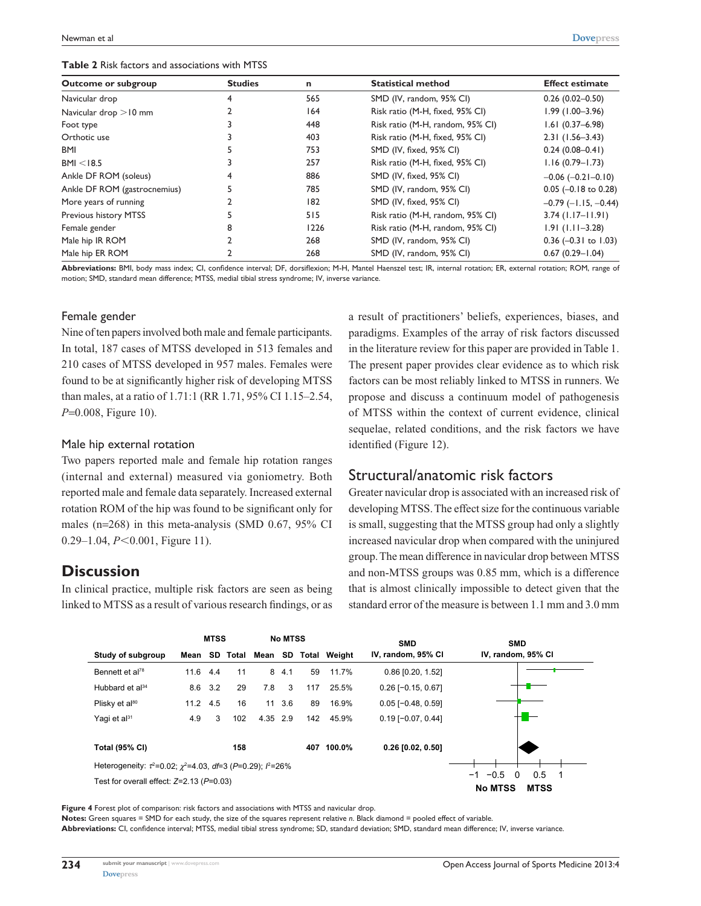**Table 2** Risk factors and associations with MTSS

| Outcome or subgroup | Studies | n | Statistical method | Effect estimate |
|---|---|---|---|---|
| Navicular drop | 4 | 565 | SMD (IV, random, 95% CI) | 0.26 (0.02–0.50) |
| Navicular drop >10 mm | 2 | 164 | Risk ratio (M-H, fixed, 95% CI) | 1.99 (1.00–3.96) |
| Foot type | 3 | 448 | Risk ratio (M-H, random, 95% CI) | 1.61 (0.37–6.98) |
| Orthotic use | 3 | 403 | Risk ratio (M-H, fixed, 95% CI) | 2.31 (1.56–3.43) |
| BMI | 5 | 753 | SMD (IV, fixed, 95% CI) | 0.24 (0.08–0.41) |
| BMI <18.5 | 3 | 257 | Risk ratio (M-H, fixed, 95% CI) | 1.16 (0.79–1.73) |
| Ankle DF ROM (soleus) | 4 | 886 | SMD (IV, fixed, 95% CI) | −0.06 (−0.21–0.10) |
| Ankle DF ROM (gastrocnemius) | 5 | 785 | SMD (IV, random, 95% CI) | 0.05 (−0.18 to 0.28) |
| More years of running | 2 | 182 | SMD (IV, fixed, 95% CI) | −0.79 (−1.15, −0.44) |
| Previous history MTSS | 5 | 515 | Risk ratio (M-H, random, 95% CI) | 3.74 (1.17–11.91) |
| Female gender | 8 | 1226 | Risk ratio (M-H, random, 95% CI) | 1.91 (1.11–3.28) |
| Male hip IR ROM | 2 | 268 | SMD (IV, random, 95% CI) | 0.36 (−0.31 to 1.03) |
| Male hip ER ROM | 2 | 268 | SMD (IV, random, 95% CI) | 0.67 (0.29–1.04) |

**Abbreviations:** BMI, body mass index; CI, confidence interval; DF, dorsiflexion; M-H, Mantel Haenszel test; IR, internal rotation; ER, external rotation; ROM, range of motion; SMD, standard mean difference; MTSS, medial tibial stress syndrome; IV, inverse variance.

### Female gender

Nine of ten papers involved both male and female participants. In total, 187 cases of MTSS developed in 513 females and 210 cases of MTSS developed in 957 males. Females were found to be at significantly higher risk of developing MTSS than males, at a ratio of 1.71:1 (RR 1.71, 95% CI 1.15–2.54, $P=0.008$, Figure 10).

### Male hip external rotation

Two papers reported male and female hip rotation ranges (internal and external) measured via goniometry. Both reported male and female data separately. Increased external rotation ROM of the hip was found to be significant only for males (n=268) in this meta-analysis (SMD 0.67, 95% CI 0.29–1.04, $P<0.001$, Figure 11).

## Discussion

In clinical practice, multiple risk factors are seen as being linked to MTSS as a result of various research findings, or as a result of practitioners' beliefs, experiences, biases, and paradigms. Examples of the array of risk factors discussed in the literature review for this paper are provided in Table 1. The present paper provides clear evidence as to which risk factors can be most reliably linked to MTSS in runners. We propose and discuss a continuum model of pathogenesis of MTSS within the context of current evidence, clinical sequelae, related conditions, and the risk factors we have identified (Figure 12).

## Structural/anatomic risk factors

Greater navicular drop is associated with an increased risk of developing MTSS. The effect size for the continuous variable is small, suggesting that the MTSS group had only a slightly increased navicular drop when compared with the uninjured group. The mean difference in navicular drop between MTSS and non-MTSS groups was 0.85 mm, which is a difference that is almost clinically impossible to detect given that the standard error of the measure is between 1.1 mm and 3.0 mm

| Study of subgroup | MTSS Mean | SD | Total | No MTSS Mean | SD | Total | Weight | SMD IV, random, 95% CI |
|---|---|---|---|---|---|---|---|---|
| Bennett et al[78] | 11.6 | 4.4 | 11 | 8 | 4.1 | 59 | 11.7% | 0.86 [0.20, 1.52] |
| Hubbard et al[34] | 8.6 | 3.2 | 29 | 7.8 | 3 | 117 | 25.5% | 0.26 [−0.15, 0.67] |
| Plisky et al[80] | 11.2 | 4.5 | 16 | 11 | 3.6 | 89 | 16.9% | 0.05 [−0.48, 0.59] |
| Yagi et al[31] | 4.9 | 3 | 102 | 4.35 | 2.9 | 142 | 45.9% | 0.19 [−0.07, 0.44] |
| **Total (95% CI)** | | | **158** | | | **407** | **100.0%** | **0.26 [0.02, 0.50]** |

Heterogeneity: $\tau^2=0.02$; $\chi^2=4.03$, $df=3$ ($P=0.29$); $I^2=26\%$
Test for overall effect: $Z=2.13$ ($P=0.03$)

SMD IV, random, 95% CI: −1, −0.5, 0, 0.5, 1 — No MTSS / MTSS

**Figure 4** Forest plot of comparison: risk factors and associations with MTSS and navicular drop.

**Notes:** Green squares = SMD for each study, the size of the squares represent relative *n*. Black diamond = pooled effect of variable.

**Abbreviations:** CI, confidence interval; MTSS, medial tibial stress syndrome; SD, standard deviation; SMD, standard mean difference; IV, inverse variance.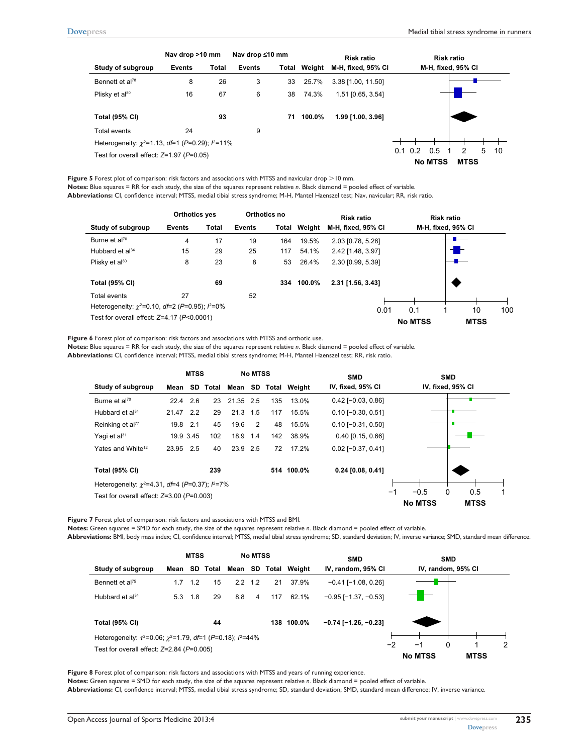| Study of subgroup | Nav drop >10 mm Events | Nav drop >10 mm Total | Nav drop ≤10 mm Events | Nav drop ≤10 mm Total | Weight | Risk ratio M-H, fixed, 95% CI |
|---|---|---|---|---|---|---|
| Bennett et al[78] | 8 | 26 | 3 | 33 | 25.7% | 3.38 [1.00, 11.50] |
| Plisky et al[80] | 16 | 67 | 6 | 38 | 74.3% | 1.51 [0.65, 3.54] |
| **Total (95% CI)** | | **93** | | **71** | **100.0%** | **1.99 [1.00, 3.96]** |
| Total events | 24 | | 9 | | | |

Heterogeneity: $\chi^2$=1.13, *df*=1 (*P*=0.29); $I^2$=11%
Test for overall effect: *Z*=1.97 (*P*=0.05)

**Figure 5** Forest plot of comparison: risk factors and associations with MTSS and navicular drop >10 mm.
**Notes:** Blue squares = RR for each study, the size of the squares represent relative *n*. Black diamond = pooled effect of variable.
**Abbreviations:** CI, confidence interval; MTSS, medial tibial stress syndrome; M-H, Mantel Haenszel test; Nav, navicular; RR, risk ratio.

| Study of subgroup | Orthotics yes Events | Orthotics yes Total | Orthotics no Events | Orthotics no Total | Weight | Risk ratio M-H, fixed, 95% CI |
|---|---|---|---|---|---|---|
| Burne et al[70] | 4 | 17 | 19 | 164 | 19.5% | 2.03 [0.78, 5.28] |
| Hubbard et al[34] | 15 | 29 | 25 | 117 | 54.1% | 2.42 [1.48, 3.97] |
| Plisky et al[80] | 8 | 23 | 8 | 53 | 26.4% | 2.30 [0.99, 5.39] |
| **Total (95% CI)** | | **69** | | **334** | **100.0%** | **2.31 [1.56, 3.43]** |
| Total events | 27 | | 52 | | | |

Heterogeneity: $\chi^2$=0.10, *df*=2 (*P*=0.95); $I^2$=0%
Test for overall effect: *Z*=4.17 (*P*<0.0001)

**Figure 6** Forest plot of comparison: risk factors and associations with MTSS and orthotic use.
**Notes:** Blue squares = RR for each study, the size of the squares represent relative *n*. Black diamond = pooled effect of variable.
**Abbreviations:** CI, confidence interval; MTSS, medial tibial stress syndrome; M-H, Mantel Haenszel test; RR, risk ratio.

| Study of subgroup | MTSS Mean | MTSS SD | MTSS Total | No MTSS Mean | No MTSS SD | No MTSS Total | Weight | SMD IV, fixed, 95% CI |
|---|---|---|---|---|---|---|---|---|
| Burne et al[70] | 22.4 | 2.6 | 23 | 21.35 | 2.5 | 135 | 13.0% | 0.42 [−0.03, 0.86] |
| Hubbard et al[34] | 21.47 | 2.2 | 29 | 21.3 | 1.5 | 117 | 15.5% | 0.10 [−0.30, 0.51] |
| Reinking et al[77] | 19.8 | 2.1 | 45 | 19.6 | 2 | 48 | 15.5% | 0.10 [−0.31, 0.50] |
| Yagi et al[31] | 19.9 | 3.45 | 102 | 18.9 | 1.4 | 142 | 38.9% | 0.40 [0.15, 0.66] |
| Yates and White[12] | 23.95 | 2.5 | 40 | 23.9 | 2.5 | 72 | 17.2% | 0.02 [−0.37, 0.41] |
| **Total (95% CI)** | | | **239** | | | **514** | **100.0%** | **0.24 [0.08, 0.41]** |

Heterogeneity: $\chi^2$=4.31, *df*=4 (*P*=0.37); $I^2$=7%
Test for overall effect: *Z*=3.00 (*P*=0.003)

**Figure 7** Forest plot of comparison: risk factors and associations with MTSS and BMI.
**Notes:** Green squares = SMD for each study, the size of the squares represent relative *n*. Black diamond = pooled effect of variable.
**Abbreviations:** BMI, body mass index; CI, confidence interval; MTSS, medial tibial stress syndrome; SD, standard deviation; IV, inverse variance; SMD, standard mean difference.

| Study of subgroup | MTSS Mean | MTSS SD | MTSS Total | No MTSS Mean | No MTSS SD | No MTSS Total | Weight | SMD IV, random, 95% CI |
|---|---|---|---|---|---|---|---|---|
| Bennett et al[75] | 1.7 | 1.2 | 15 | 2.2 | 1.2 | 21 | 37.9% | −0.41 [−1.08, 0.26] |
| Hubbard et al[34] | 5.3 | 1.8 | 29 | 8.8 | 4 | 117 | 62.1% | −0.95 [−1.37, −0.53] |
| **Total (95% CI)** | | | **44** | | | **138** | **100.0%** | **−0.74 [−1.26, −0.23]** |

Heterogeneity: $\tau^2$=0.06; $\chi^2$=1.79, *df*=1 (*P*=0.18); $I^2$=44%
Test for overall effect: *Z*=2.84 (*P*=0.005)

**Figure 8** Forest plot of comparison: risk factors and associations with MTSS and years of running experience.
**Notes:** Green squares = SMD for each study, the size of the squares represent relative *n*. Black diamond = pooled effect of variable.
**Abbreviations:** CI, confidence interval; MTSS, medial tibial stress syndrome; SD, standard deviation; SMD, standard mean difference; IV, inverse variance.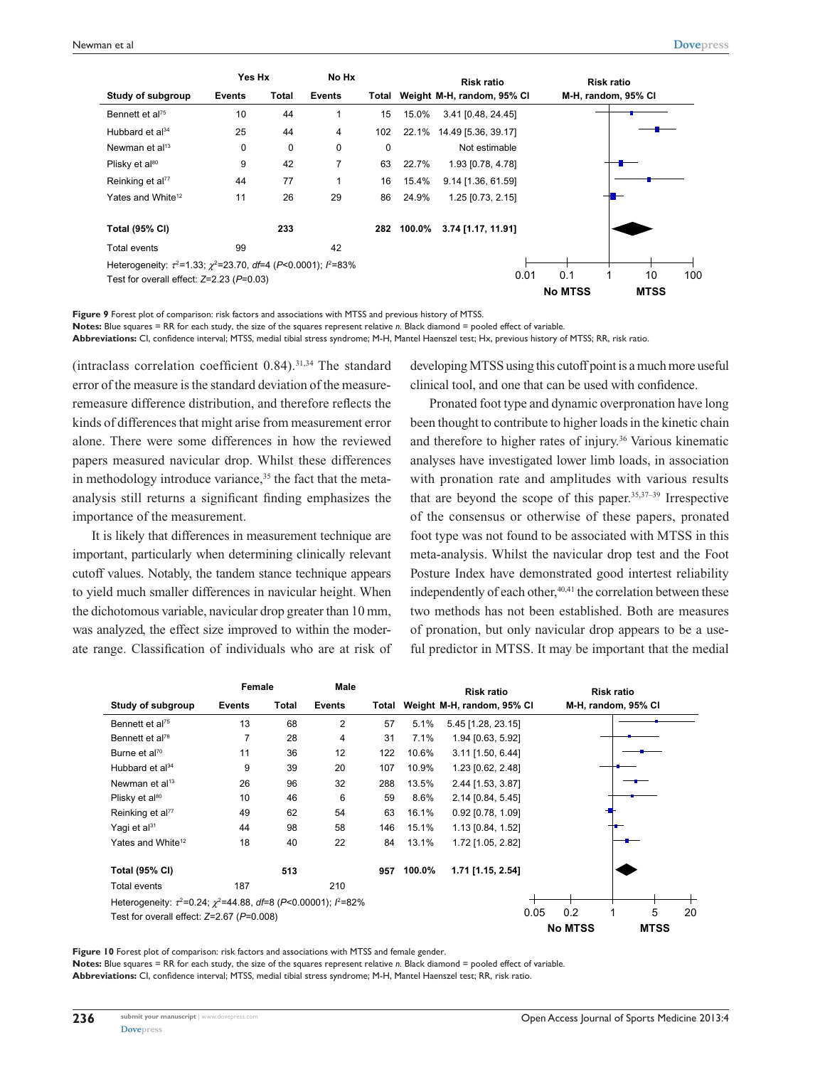| Study of subgroup | Yes Hx Events | Yes Hx Total | No Hx Events | No Hx Total | Weight | Risk ratio M-H, random, 95% CI |
|---|---|---|---|---|---|---|
| Bennett et al[75] | 10 | 44 | 1 | 15 | 15.0% | 3.41 [0.48, 24.45] |
| Hubbard et al[34] | 25 | 44 | 4 | 102 | 22.1% | 14.49 [5.36, 39.17] |
| Newman et al[13] | 0 | 0 | 0 | 0 | | Not estimable |
| Plisky et al[80] | 9 | 42 | 7 | 63 | 22.7% | 1.93 [0.78, 4.78] |
| Reinking et al[77] | 44 | 77 | 1 | 16 | 15.4% | 9.14 [1.36, 61.59] |
| Yates and White[12] | 11 | 26 | 29 | 86 | 24.9% | 1.25 [0.73, 2.15] |
| **Total (95% CI)** | | **233** | | **282** | **100.0%** | **3.74 [1.17, 11.91]** |
| Total events | 99 | | 42 | | | |

Heterogeneity: $\tau^2=1.33$; $\chi^2=23.70$, $df=4$ ($P<0.0001$); $I^2=83\%$
Test for overall effect: $Z=2.23$ ($P=0.03$)

**Figure 9** Forest plot of comparison: risk factors and associations with MTSS and previous history of MTSS.
**Notes:** Blue squares = RR for each study, the size of the squares represent relative *n*. Black diamond = pooled effect of variable.
**Abbreviations:** CI, confidence interval; MTSS, medial tibial stress syndrome; M-H, Mantel Haenszel test; Hx, previous history of MTSS; RR, risk ratio.

(intraclass correlation coefficient 0.84).[31,34] The standard error of the measure is the standard deviation of the measure-remeasure difference distribution, and therefore reflects the kinds of differences that might arise from measurement error alone. There were some differences in how the reviewed papers measured navicular drop. Whilst these differences in methodology introduce variance,[35] the fact that the meta-analysis still returns a significant finding emphasizes the importance of the measurement.

It is likely that differences in measurement technique are important, particularly when determining clinically relevant cutoff values. Notably, the tandem stance technique appears to yield much smaller differences in navicular height. When the dichotomous variable, navicular drop greater than 10 mm, was analyzed, the effect size improved to within the moderate range. Classification of individuals who are at risk of developing MTSS using this cutoff point is a much more useful clinical tool, and one that can be used with confidence.

Pronated foot type and dynamic overpronation have long been thought to contribute to higher loads in the kinetic chain and therefore to higher rates of injury.[36] Various kinematic analyses have investigated lower limb loads, in association with pronation rate and amplitudes with various results that are beyond the scope of this paper.[35,37–39] Irrespective of the consensus or otherwise of these papers, pronated foot type was not found to be associated with MTSS in this meta-analysis. Whilst the navicular drop test and the Foot Posture Index have demonstrated good intertest reliability independently of each other,[40,41] the correlation between these two methods has not been established. Both are measures of pronation, but only navicular drop appears to be a useful predictor in MTSS. It may be important that the medial

| Study of subgroup | Female Events | Female Total | Male Events | Male Total | Weight | Risk ratio M-H, random, 95% CI |
|---|---|---|---|---|---|---|
| Bennett et al[75] | 13 | 68 | 2 | 57 | 5.1% | 5.45 [1.28, 23.15] |
| Bennett et al[78] | 7 | 28 | 4 | 31 | 7.1% | 1.94 [0.63, 5.92] |
| Burne et al[70] | 11 | 36 | 12 | 122 | 10.6% | 3.11 [1.50, 6.44] |
| Hubbard et al[34] | 9 | 39 | 20 | 107 | 10.9% | 1.23 [0.62, 2.48] |
| Newman et al[13] | 26 | 96 | 32 | 288 | 13.5% | 2.44 [1.53, 3.87] |
| Plisky et al[80] | 10 | 46 | 6 | 59 | 8.6% | 2.14 [0.84, 5.45] |
| Reinking et al[77] | 49 | 62 | 54 | 63 | 16.1% | 0.92 [0.78, 1.09] |
| Yagi et al[31] | 44 | 98 | 58 | 146 | 15.1% | 1.13 [0.84, 1.52] |
| Yates and White[12] | 18 | 40 | 22 | 84 | 13.1% | 1.72 [1.05, 2.82] |
| **Total (95% CI)** | | **513** | | **957** | **100.0%** | **1.71 [1.15, 2.54]** |
| Total events | 187 | | 210 | | | |

Heterogeneity: $\tau^2=0.24$; $\chi^2=44.88$, $df=8$ ($P<0.00001$); $I^2=82\%$
Test for overall effect: $Z=2.67$ ($P=0.008$)

**Figure 10** Forest plot of comparison: risk factors and associations with MTSS and female gender.
**Notes:** Blue squares = RR for each study, the size of the squares represent relative *n*. Black diamond = pooled effect of variable.
**Abbreviations:** CI, confidence interval; MTSS, medial tibial stress syndrome; M-H, Mantel Haenszel test; RR, risk ratio.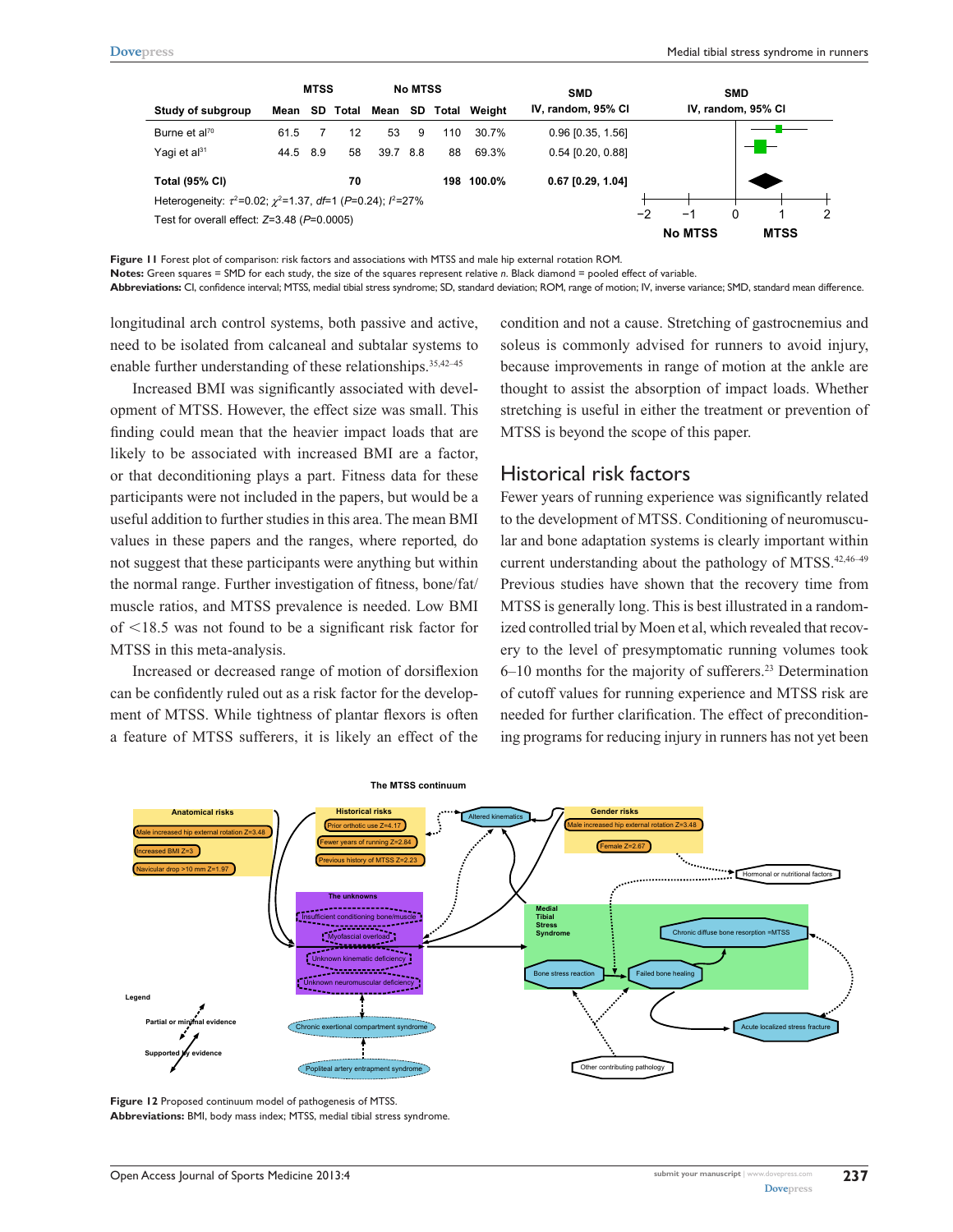| Study of subgroup | MTSS Mean | MTSS SD | MTSS Total | No MTSS Mean | No MTSS SD | No MTSS Total | Weight | SMD IV, random, 95% CI |
|---|---|---|---|---|---|---|---|---|
| Burne et al[70] | 61.5 | 7 | 12 | 53 | 9 | 110 | 30.7% | 0.96 [0.35, 1.56] |
| Yagi et al[31] | 44.5 | 8.9 | 58 | 39.7 | 8.8 | 88 | 69.3% | 0.54 [0.20, 0.88] |
| **Total (95% CI)** | | | **70** | | | **198** | **100.0%** | **0.67 [0.29, 1.04]** |

Heterogeneity: $\tau^2$=0.02; $\chi^2$=1.37, *df*=1 (*P*=0.24); $I^2$=27%

Test for overall effect: *Z*=3.48 (*P*=0.0005)

SMD
IV, random, 95% CI
−2 −1 0 1 2
No MTSS MTSS

**Figure 11** Forest plot of comparison: risk factors and associations with MTSS and male hip external rotation ROM.
**Notes:** Green squares = SMD for each study, the size of the squares represent relative *n*. Black diamond = pooled effect of variable.
**Abbreviations:** CI, confidence interval; MTSS, medial tibial stress syndrome; SD, standard deviation; ROM, range of motion; IV, inverse variance; SMD, standard mean difference.

longitudinal arch control systems, both passive and active, need to be isolated from calcaneal and subtalar systems to enable further understanding of these relationships.[35,42–45]

Increased BMI was significantly associated with development of MTSS. However, the effect size was small. This finding could mean that the heavier impact loads that are likely to be associated with increased BMI are a factor, or that deconditioning plays a part. Fitness data for these participants were not included in the papers, but would be a useful addition to further studies in this area. The mean BMI values in these papers and the ranges, where reported, do not suggest that these participants were anything but within the normal range. Further investigation of fitness, bone/fat/muscle ratios, and MTSS prevalence is needed. Low BMI of <18.5 was not found to be a significant risk factor for MTSS in this meta-analysis.

Increased or decreased range of motion of dorsiflexion can be confidently ruled out as a risk factor for the development of MTSS. While tightness of plantar flexors is often a feature of MTSS sufferers, it is likely an effect of the condition and not a cause. Stretching of gastrocnemius and soleus is commonly advised for runners to avoid injury, because improvements in range of motion at the ankle are thought to assist the absorption of impact loads. Whether stretching is useful in either the treatment or prevention of MTSS is beyond the scope of this paper.

## Historical risk factors

Fewer years of running experience was significantly related to the development of MTSS. Conditioning of neuromuscular and bone adaptation systems is clearly important within current understanding about the pathology of MTSS.[42,46–49] Previous studies have shown that the recovery time from MTSS is generally long. This is best illustrated in a randomized controlled trial by Moen et al, which revealed that recovery to the level of presymptomatic running volumes took 6–10 months for the majority of sufferers.[23] Determination of cutoff values for running experience and MTSS risk are needed for further clarification. The effect of preconditioning programs for reducing injury in runners has not yet been

The MTSS continuum

Anatomical risks
Male increased hip external rotation Z=3.48
Increased BMI Z=3
Navicular drop >10 mm Z=1.97

Historical risks
Prior orthotic use Z=4.17
Fewer years of running Z=2.84
Previous history of MTSS Z=2.23

Altered kinematics

Gender risks
Male increased hip external rotation Z=3.48
Female Z=2.67

Hormonal or nutritional factors

The unknowns
Insufficient conditioning bone/muscle
Myofascial overload
Unknown kinematic deficiency
Unknown neuromuscular deficiency

Medial Tibial Stress Syndrome
Chronic diffuse bone resorption =MTSS
Bone stress reaction
Failed bone healing
Acute localized stress fracture
Other contributing pathology

Chronic exertional compartment syndrome
Popliteal artery entrapment syndrome

Legend
Partial or minimal evidence
Supported by evidence

**Figure 12** Proposed continuum model of pathogenesis of MTSS.
**Abbreviations:** BMI, body mass index; MTSS, medial tibial stress syndrome.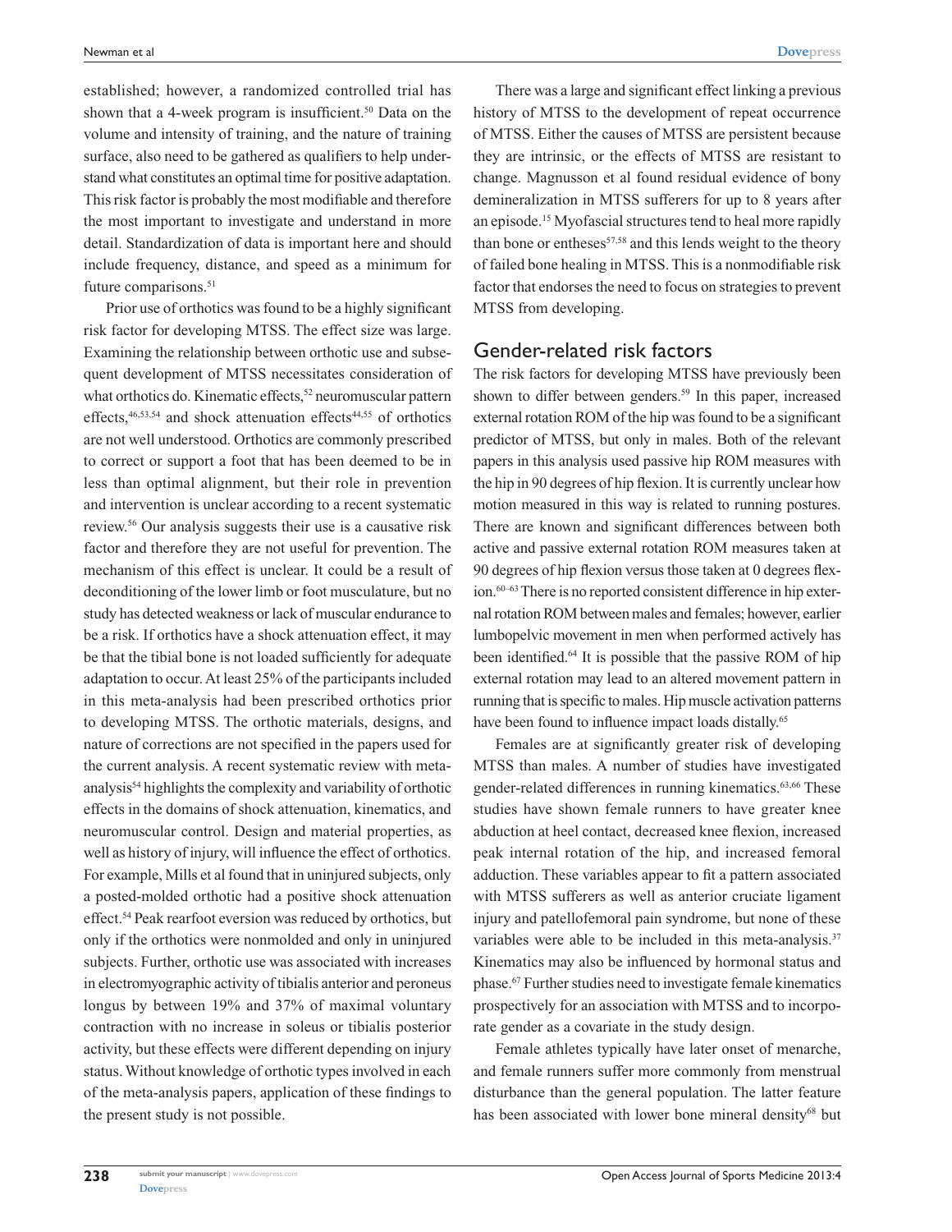established; however, a randomized controlled trial has shown that a 4-week program is insufficient.[50] Data on the volume and intensity of training, and the nature of training surface, also need to be gathered as qualifiers to help understand what constitutes an optimal time for positive adaptation. This risk factor is probably the most modifiable and therefore the most important to investigate and understand in more detail. Standardization of data is important here and should include frequency, distance, and speed as a minimum for future comparisons.[51]

Prior use of orthotics was found to be a highly significant risk factor for developing MTSS. The effect size was large. Examining the relationship between orthotic use and subsequent development of MTSS necessitates consideration of what orthotics do. Kinematic effects,[52] neuromuscular pattern effects,[46,53,54] and shock attenuation effects[44,55] of orthotics are not well understood. Orthotics are commonly prescribed to correct or support a foot that has been deemed to be in less than optimal alignment, but their role in prevention and intervention is unclear according to a recent systematic review.[56] Our analysis suggests their use is a causative risk factor and therefore they are not useful for prevention. The mechanism of this effect is unclear. It could be a result of deconditioning of the lower limb or foot musculature, but no study has detected weakness or lack of muscular endurance to be a risk. If orthotics have a shock attenuation effect, it may be that the tibial bone is not loaded sufficiently for adequate adaptation to occur. At least 25% of the participants included in this meta-analysis had been prescribed orthotics prior to developing MTSS. The orthotic materials, designs, and nature of corrections are not specified in the papers used for the current analysis. A recent systematic review with meta-analysis[54] highlights the complexity and variability of orthotic effects in the domains of shock attenuation, kinematics, and neuromuscular control. Design and material properties, as well as history of injury, will influence the effect of orthotics. For example, Mills et al found that in uninjured subjects, only a posted-molded orthotic had a positive shock attenuation effect.[54] Peak rearfoot eversion was reduced by orthotics, but only if the orthotics were nonmolded and only in uninjured subjects. Further, orthotic use was associated with increases in electromyographic activity of tibialis anterior and peroneus longus by between 19% and 37% of maximal voluntary contraction with no increase in soleus or tibialis posterior activity, but these effects were different depending on injury status. Without knowledge of orthotic types involved in each of the meta-analysis papers, application of these findings to the present study is not possible.

There was a large and significant effect linking a previous history of MTSS to the development of repeat occurrence of MTSS. Either the causes of MTSS are persistent because they are intrinsic, or the effects of MTSS are resistant to change. Magnusson et al found residual evidence of bony demineralization in MTSS sufferers for up to 8 years after an episode.[15] Myofascial structures tend to heal more rapidly than bone or entheses[57,58] and this lends weight to the theory of failed bone healing in MTSS. This is a nonmodifiable risk factor that endorses the need to focus on strategies to prevent MTSS from developing.

## Gender-related risk factors

The risk factors for developing MTSS have previously been shown to differ between genders.[59] In this paper, increased external rotation ROM of the hip was found to be a significant predictor of MTSS, but only in males. Both of the relevant papers in this analysis used passive hip ROM measures with the hip in 90 degrees of hip flexion. It is currently unclear how motion measured in this way is related to running postures. There are known and significant differences between both active and passive external rotation ROM measures taken at 90 degrees of hip flexion versus those taken at 0 degrees flexion.[60–63] There is no reported consistent difference in hip external rotation ROM between males and females; however, earlier lumbopelvic movement in men when performed actively has been identified.[64] It is possible that the passive ROM of hip external rotation may lead to an altered movement pattern in running that is specific to males. Hip muscle activation patterns have been found to influence impact loads distally.[65]

Females are at significantly greater risk of developing MTSS than males. A number of studies have investigated gender-related differences in running kinematics.[63,66] These studies have shown female runners to have greater knee abduction at heel contact, decreased knee flexion, increased peak internal rotation of the hip, and increased femoral adduction. These variables appear to fit a pattern associated with MTSS sufferers as well as anterior cruciate ligament injury and patellofemoral pain syndrome, but none of these variables were able to be included in this meta-analysis.[37] Kinematics may also be influenced by hormonal status and phase.[67] Further studies need to investigate female kinematics prospectively for an association with MTSS and to incorporate gender as a covariate in the study design.

Female athletes typically have later onset of menarche, and female runners suffer more commonly from menstrual disturbance than the general population. The latter feature has been associated with lower bone mineral density[68] but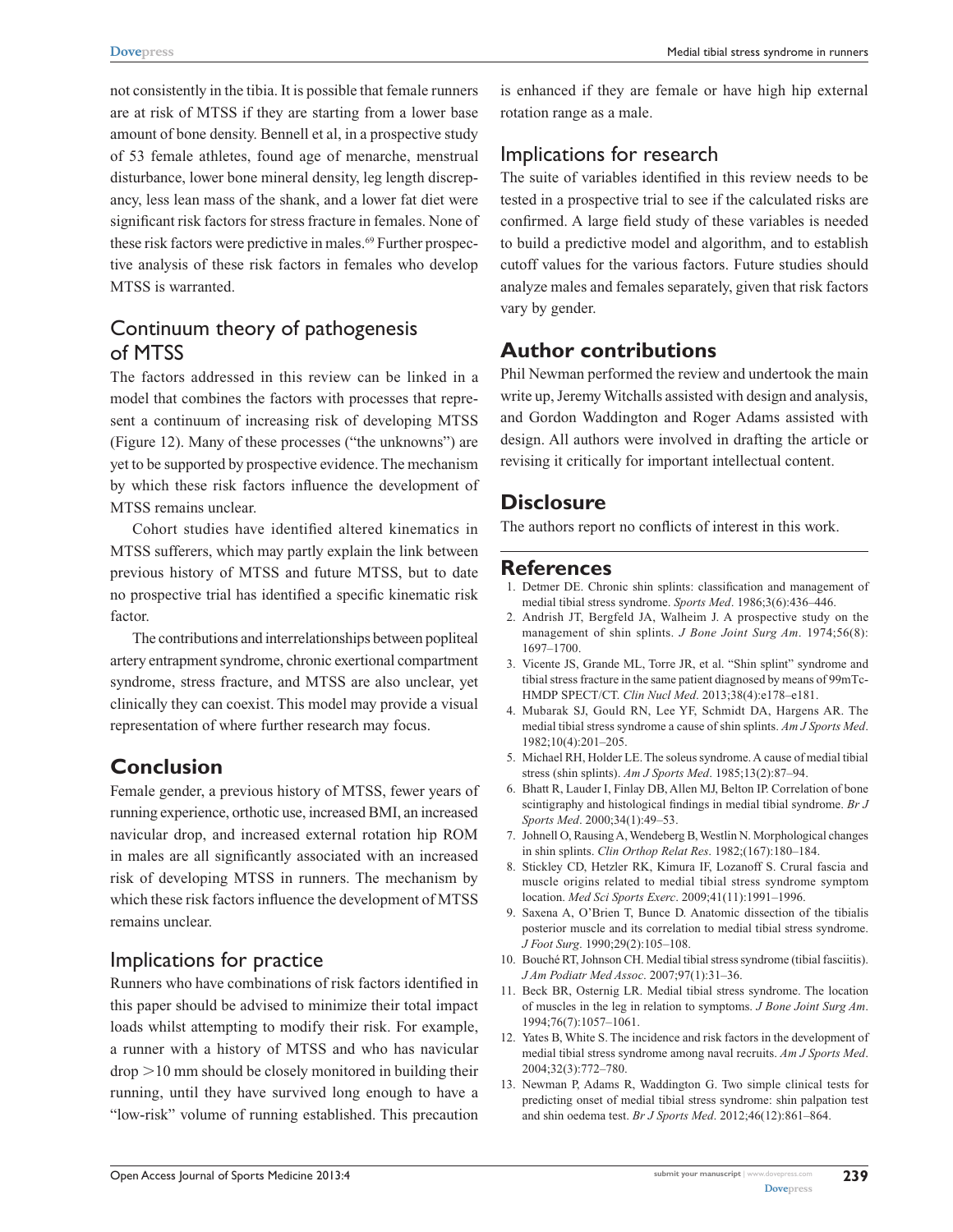not consistently in the tibia. It is possible that female runners are at risk of MTSS if they are starting from a lower base amount of bone density. Bennell et al, in a prospective study of 53 female athletes, found age of menarche, menstrual disturbance, lower bone mineral density, leg length discrepancy, less lean mass of the shank, and a lower fat diet were significant risk factors for stress fracture in females. None of these risk factors were predictive in males.[69] Further prospective analysis of these risk factors in females who develop MTSS is warranted.

## Continuum theory of pathogenesis of MTSS

The factors addressed in this review can be linked in a model that combines the factors with processes that represent a continuum of increasing risk of developing MTSS (Figure 12). Many of these processes ("the unknowns") are yet to be supported by prospective evidence. The mechanism by which these risk factors influence the development of MTSS remains unclear.

Cohort studies have identified altered kinematics in MTSS sufferers, which may partly explain the link between previous history of MTSS and future MTSS, but to date no prospective trial has identified a specific kinematic risk factor.

The contributions and interrelationships between popliteal artery entrapment syndrome, chronic exertional compartment syndrome, stress fracture, and MTSS are also unclear, yet clinically they can coexist. This model may provide a visual representation of where further research may focus.

## Conclusion

Female gender, a previous history of MTSS, fewer years of running experience, orthotic use, increased BMI, an increased navicular drop, and increased external rotation hip ROM in males are all significantly associated with an increased risk of developing MTSS in runners. The mechanism by which these risk factors influence the development of MTSS remains unclear.

## Implications for practice

Runners who have combinations of risk factors identified in this paper should be advised to minimize their total impact loads whilst attempting to modify their risk. For example, a runner with a history of MTSS and who has navicular drop >10 mm should be closely monitored in building their running, until they have survived long enough to have a "low-risk" volume of running established. This precaution is enhanced if they are female or have high hip external rotation range as a male.

## Implications for research

The suite of variables identified in this review needs to be tested in a prospective trial to see if the calculated risks are confirmed. A large field study of these variables is needed to build a predictive model and algorithm, and to establish cutoff values for the various factors. Future studies should analyze males and females separately, given that risk factors vary by gender.

## Author contributions

Phil Newman performed the review and undertook the main write up, Jeremy Witchalls assisted with design and analysis, and Gordon Waddington and Roger Adams assisted with design. All authors were involved in drafting the article or revising it critically for important intellectual content.

## Disclosure

The authors report no conflicts of interest in this work.

## References

1. Detmer DE. Chronic shin splints: classification and management of medial tibial stress syndrome. *Sports Med*. 1986;3(6):436–446.
2. Andrish JT, Bergfeld JA, Walheim J. A prospective study on the management of shin splints. *J Bone Joint Surg Am*. 1974;56(8):1697–1700.
3. Vicente JS, Grande ML, Torre JR, et al. "Shin splint" syndrome and tibial stress fracture in the same patient diagnosed by means of 99mTc-HMDP SPECT/CT. *Clin Nucl Med*. 2013;38(4):e178–e181.
4. Mubarak SJ, Gould RN, Lee YF, Schmidt DA, Hargens AR. The medial tibial stress syndrome a cause of shin splints. *Am J Sports Med*. 1982;10(4):201–205.
5. Michael RH, Holder LE. The soleus syndrome. A cause of medial tibial stress (shin splints). *Am J Sports Med*. 1985;13(2):87–94.
6. Bhatt R, Lauder I, Finlay DB, Allen MJ, Belton IP. Correlation of bone scintigraphy and histological findings in medial tibial syndrome. *Br J Sports Med*. 2000;34(1):49–53.
7. Johnell O, Rausing A, Wendeberg B, Westlin N. Morphological changes in shin splints. *Clin Orthop Relat Res*. 1982;(167):180–184.
8. Stickley CD, Hetzler RK, Kimura IF, Lozanoff S. Crural fascia and muscle origins related to medial tibial stress syndrome symptom location. *Med Sci Sports Exerc*. 2009;41(11):1991–1996.
9. Saxena A, O'Brien T, Bunce D. Anatomic dissection of the tibialis posterior muscle and its correlation to medial tibial stress syndrome. *J Foot Surg*. 1990;29(2):105–108.
10. Bouché RT, Johnson CH. Medial tibial stress syndrome (tibial fasciitis). *J Am Podiatr Med Assoc*. 2007;97(1):31–36.
11. Beck BR, Osternig LR. Medial tibial stress syndrome. The location of muscles in the leg in relation to symptoms. *J Bone Joint Surg Am*. 1994;76(7):1057–1061.
12. Yates B, White S. The incidence and risk factors in the development of medial tibial stress syndrome among naval recruits. *Am J Sports Med*. 2004;32(3):772–780.
13. Newman P, Adams R, Waddington G. Two simple clinical tests for predicting onset of medial tibial stress syndrome: shin palpation test and shin oedema test. *Br J Sports Med*. 2012;46(12):861–864.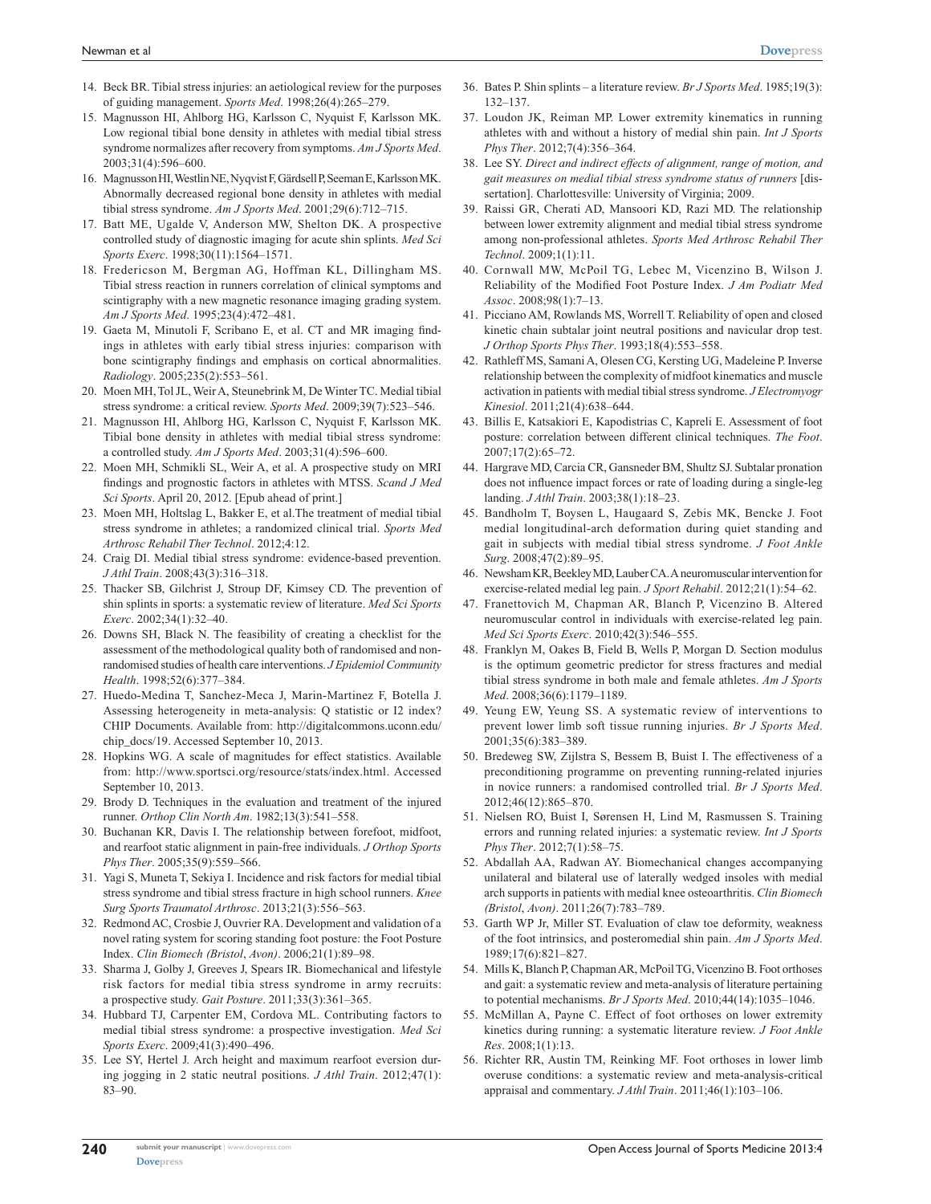14. Beck BR. Tibial stress injuries: an aetiological review for the purposes of guiding management. *Sports Med*. 1998;26(4):265–279.
15. Magnusson HI, Ahlborg HG, Karlsson C, Nyquist F, Karlsson MK. Low regional tibial bone density in athletes with medial tibial stress syndrome normalizes after recovery from symptoms. *Am J Sports Med*. 2003;31(4):596–600.
16. Magnusson HI, Westlin NE, Nyqvist F, Gärdsell P, Seeman E, Karlsson MK. Abnormally decreased regional bone density in athletes with medial tibial stress syndrome. *Am J Sports Med*. 2001;29(6):712–715.
17. Batt ME, Ugalde V, Anderson MW, Shelton DK. A prospective controlled study of diagnostic imaging for acute shin splints. *Med Sci Sports Exerc*. 1998;30(11):1564–1571.
18. Fredericson M, Bergman AG, Hoffman KL, Dillingham MS. Tibial stress reaction in runners correlation of clinical symptoms and scintigraphy with a new magnetic resonance imaging grading system. *Am J Sports Med*. 1995;23(4):472–481.
19. Gaeta M, Minutoli F, Scribano E, et al. CT and MR imaging findings in athletes with early tibial stress injuries: comparison with bone scintigraphy findings and emphasis on cortical abnormalities. *Radiology*. 2005;235(2):553–561.
20. Moen MH, Tol JL, Weir A, Steunebrink M, De Winter TC. Medial tibial stress syndrome: a critical review. *Sports Med*. 2009;39(7):523–546.
21. Magnusson HI, Ahlborg HG, Karlsson C, Nyquist F, Karlsson MK. Tibial bone density in athletes with medial tibial stress syndrome: a controlled study. *Am J Sports Med*. 2003;31(4):596–600.
22. Moen MH, Schmikli SL, Weir A, et al. A prospective study on MRI findings and prognostic factors in athletes with MTSS. *Scand J Med Sci Sports*. April 20, 2012. [Epub ahead of print.]
23. Moen MH, Holtslag L, Bakker E, et al.The treatment of medial tibial stress syndrome in athletes; a randomized clinical trial. *Sports Med Arthrosc Rehabil Ther Technol*. 2012;4:12.
24. Craig DI. Medial tibial stress syndrome: evidence-based prevention. *J Athl Train*. 2008;43(3):316–318.
25. Thacker SB, Gilchrist J, Stroup DF, Kimsey CD. The prevention of shin splints in sports: a systematic review of literature. *Med Sci Sports Exerc*. 2002;34(1):32–40.
26. Downs SH, Black N. The feasibility of creating a checklist for the assessment of the methodological quality both of randomised and non-randomised studies of health care interventions. *J Epidemiol Community Health*. 1998;52(6):377–384.
27. Huedo-Medina T, Sanchez-Meca J, Marin-Martinez F, Botella J. Assessing heterogeneity in meta-analysis: Q statistic or I2 index? CHIP Documents. Available from: http://digitalcommons.uconn.edu/chip_docs/19. Accessed September 10, 2013.
28. Hopkins WG. A scale of magnitudes for effect statistics. Available from: http://www.sportsci.org/resource/stats/index.html. Accessed September 10, 2013.
29. Brody D. Techniques in the evaluation and treatment of the injured runner. *Orthop Clin North Am*. 1982;13(3):541–558.
30. Buchanan KR, Davis I. The relationship between forefoot, midfoot, and rearfoot static alignment in pain-free individuals. *J Orthop Sports Phys Ther*. 2005;35(9):559–566.
31. Yagi S, Muneta T, Sekiya I. Incidence and risk factors for medial tibial stress syndrome and tibial stress fracture in high school runners. *Knee Surg Sports Traumatol Arthrosc*. 2013;21(3):556–563.
32. Redmond AC, Crosbie J, Ouvrier RA. Development and validation of a novel rating system for scoring standing foot posture: the Foot Posture Index. *Clin Biomech (Bristol, Avon)*. 2006;21(1):89–98.
33. Sharma J, Golby J, Greeves J, Spears IR. Biomechanical and lifestyle risk factors for medial tibia stress syndrome in army recruits: a prospective study. *Gait Posture*. 2011;33(3):361–365.
34. Hubbard TJ, Carpenter EM, Cordova ML. Contributing factors to medial tibial stress syndrome: a prospective investigation. *Med Sci Sports Exerc*. 2009;41(3):490–496.
35. Lee SY, Hertel J. Arch height and maximum rearfoot eversion during jogging in 2 static neutral positions. *J Athl Train*. 2012;47(1):83–90.
36. Bates P. Shin splints – a literature review. *Br J Sports Med*. 1985;19(3):132–137.
37. Loudon JK, Reiman MP. Lower extremity kinematics in running athletes with and without a history of medial shin pain. *Int J Sports Phys Ther*. 2012;7(4):356–364.
38. Lee SY. *Direct and indirect effects of alignment, range of motion, and gait measures on medial tibial stress syndrome status of runners* [dissertation]. Charlottesville: University of Virginia; 2009.
39. Raissi GR, Cherati AD, Mansoori KD, Razi MD. The relationship between lower extremity alignment and medial tibial stress syndrome among non-professional athletes. *Sports Med Arthrosc Rehabil Ther Technol*. 2009;1(1):11.
40. Cornwall MW, McPoil TG, Lebec M, Vicenzino B, Wilson J. Reliability of the Modified Foot Posture Index. *J Am Podiatr Med Assoc*. 2008;98(1):7–13.
41. Picciano AM, Rowlands MS, Worrell T. Reliability of open and closed kinetic chain subtalar joint neutral positions and navicular drop test. *J Orthop Sports Phys Ther*. 1993;18(4):553–558.
42. Rathleff MS, Samani A, Olesen CG, Kersting UG, Madeleine P. Inverse relationship between the complexity of midfoot kinematics and muscle activation in patients with medial tibial stress syndrome. *J Electromyogr Kinesiol*. 2011;21(4):638–644.
43. Billis E, Katsakiori E, Kapodistrias C, Kapreli E. Assessment of foot posture: correlation between different clinical techniques. *The Foot*. 2007;17(2):65–72.
44. Hargrave MD, Carcia CR, Gansneder BM, Shultz SJ. Subtalar pronation does not influence impact forces or rate of loading during a single-leg landing. *J Athl Train*. 2003;38(1):18–23.
45. Bandholm T, Boysen L, Haugaard S, Zebis MK, Bencke J. Foot medial longitudinal-arch deformation during quiet standing and gait in subjects with medial tibial stress syndrome. *J Foot Ankle Surg*. 2008;47(2):89–95.
46. Newsham KR, Beekley MD, Lauber CA. A neuromuscular intervention for exercise-related medial leg pain. *J Sport Rehabil*. 2012;21(1):54–62.
47. Franettovich M, Chapman AR, Blanch P, Vicenzino B. Altered neuromuscular control in individuals with exercise-related leg pain. *Med Sci Sports Exerc*. 2010;42(3):546–555.
48. Franklyn M, Oakes B, Field B, Wells P, Morgan D. Section modulus is the optimum geometric predictor for stress fractures and medial tibial stress syndrome in both male and female athletes. *Am J Sports Med*. 2008;36(6):1179–1189.
49. Yeung EW, Yeung SS. A systematic review of interventions to prevent lower limb soft tissue running injuries. *Br J Sports Med*. 2001;35(6):383–389.
50. Bredeweg SW, Zijlstra S, Bessem B, Buist I. The effectiveness of a preconditioning programme on preventing running-related injuries in novice runners: a randomised controlled trial. *Br J Sports Med*. 2012;46(12):865–870.
51. Nielsen RO, Buist I, Sørensen H, Lind M, Rasmussen S. Training errors and running related injuries: a systematic review. *Int J Sports Phys Ther*. 2012;7(1):58–75.
52. Abdallah AA, Radwan AY. Biomechanical changes accompanying unilateral and bilateral use of laterally wedged insoles with medial arch supports in patients with medial knee osteoarthritis. *Clin Biomech (Bristol, Avon)*. 2011;26(7):783–789.
53. Garth WP Jr, Miller ST. Evaluation of claw toe deformity, weakness of the foot intrinsics, and posteromedial shin pain. *Am J Sports Med*. 1989;17(6):821–827.
54. Mills K, Blanch P, Chapman AR, McPoil TG, Vicenzino B. Foot orthoses and gait: a systematic review and meta-analysis of literature pertaining to potential mechanisms. *Br J Sports Med*. 2010;44(14):1035–1046.
55. McMillan A, Payne C. Effect of foot orthoses on lower extremity kinetics during running: a systematic literature review. *J Foot Ankle Res*. 2008;1(1):13.
56. Richter RR, Austin TM, Reinking MF. Foot orthoses in lower limb overuse conditions: a systematic review and meta-analysis-critical appraisal and commentary. *J Athl Train*. 2011;46(1):103–106.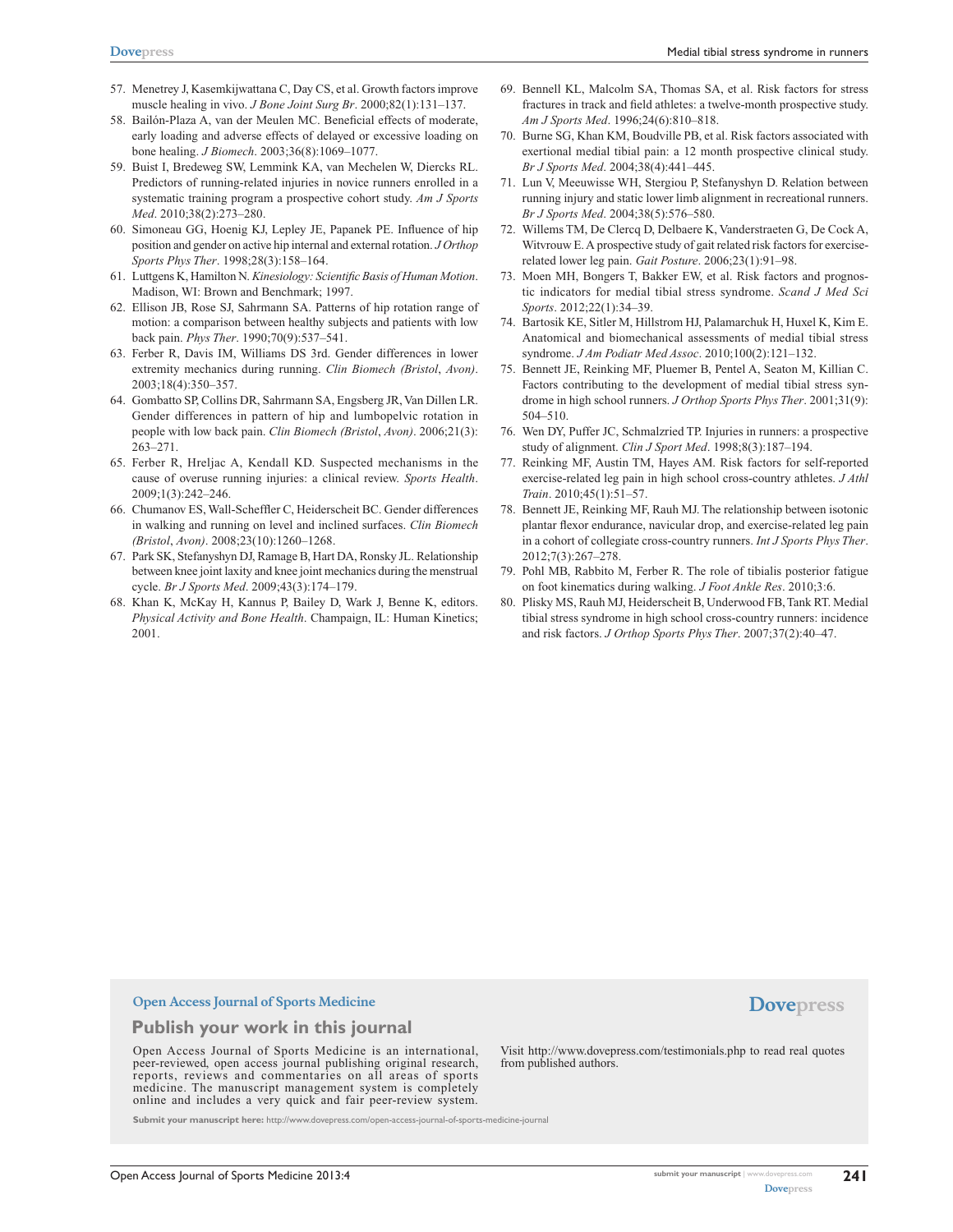57. Menetrey J, Kasemkijwattana C, Day CS, et al. Growth factors improve muscle healing in vivo. *J Bone Joint Surg Br*. 2000;82(1):131–137.
58. Bailón-Plaza A, van der Meulen MC. Beneficial effects of moderate, early loading and adverse effects of delayed or excessive loading on bone healing. *J Biomech*. 2003;36(8):1069–1077.
59. Buist I, Bredeweg SW, Lemmink KA, van Mechelen W, Diercks RL. Predictors of running-related injuries in novice runners enrolled in a systematic training program a prospective cohort study. *Am J Sports Med*. 2010;38(2):273–280.
60. Simoneau GG, Hoenig KJ, Lepley JE, Papanek PE. Influence of hip position and gender on active hip internal and external rotation. *J Orthop Sports Phys Ther*. 1998;28(3):158–164.
61. Luttgens K, Hamilton N. *Kinesiology: Scientific Basis of Human Motion*. Madison, WI: Brown and Benchmark; 1997.
62. Ellison JB, Rose SJ, Sahrmann SA. Patterns of hip rotation range of motion: a comparison between healthy subjects and patients with low back pain. *Phys Ther*. 1990;70(9):537–541.
63. Ferber R, Davis IM, Williams DS 3rd. Gender differences in lower extremity mechanics during running. *Clin Biomech (Bristol, Avon)*. 2003;18(4):350–357.
64. Gombatto SP, Collins DR, Sahrmann SA, Engsberg JR, Van Dillen LR. Gender differences in pattern of hip and lumbopelvic rotation in people with low back pain. *Clin Biomech (Bristol, Avon)*. 2006;21(3): 263–271.
65. Ferber R, Hreljac A, Kendall KD. Suspected mechanisms in the cause of overuse running injuries: a clinical review. *Sports Health*. 2009;1(3):242–246.
66. Chumanov ES, Wall-Scheffler C, Heiderscheit BC. Gender differences in walking and running on level and inclined surfaces. *Clin Biomech (Bristol, Avon)*. 2008;23(10):1260–1268.
67. Park SK, Stefanyshyn DJ, Ramage B, Hart DA, Ronsky JL. Relationship between knee joint laxity and knee joint mechanics during the menstrual cycle. *Br J Sports Med*. 2009;43(3):174–179.
68. Khan K, McKay H, Kannus P, Bailey D, Wark J, Benne K, editors. *Physical Activity and Bone Health*. Champaign, IL: Human Kinetics; 2001.
69. Bennell KL, Malcolm SA, Thomas SA, et al. Risk factors for stress fractures in track and field athletes: a twelve-month prospective study. *Am J Sports Med*. 1996;24(6):810–818.
70. Burne SG, Khan KM, Boudville PB, et al. Risk factors associated with exertional medial tibial pain: a 12 month prospective clinical study. *Br J Sports Med*. 2004;38(4):441–445.
71. Lun V, Meeuwisse WH, Stergiou P, Stefanyshyn D. Relation between running injury and static lower limb alignment in recreational runners. *Br J Sports Med*. 2004;38(5):576–580.
72. Willems TM, De Clercq D, Delbaere K, Vanderstraeten G, De Cock A, Witvrouw E. A prospective study of gait related risk factors for exercise-related lower leg pain. *Gait Posture*. 2006;23(1):91–98.
73. Moen MH, Bongers T, Bakker EW, et al. Risk factors and prognostic indicators for medial tibial stress syndrome. *Scand J Med Sci Sports*. 2012;22(1):34–39.
74. Bartosik KE, Sitler M, Hillstrom HJ, Palamarchuk H, Huxel K, Kim E. Anatomical and biomechanical assessments of medial tibial stress syndrome. *J Am Podiatr Med Assoc*. 2010;100(2):121–132.
75. Bennett JE, Reinking MF, Pluemer B, Pentel A, Seaton M, Killian C. Factors contributing to the development of medial tibial stress syndrome in high school runners. *J Orthop Sports Phys Ther*. 2001;31(9): 504–510.
76. Wen DY, Puffer JC, Schmalzried TP. Injuries in runners: a prospective study of alignment. *Clin J Sport Med*. 1998;8(3):187–194.
77. Reinking MF, Austin TM, Hayes AM. Risk factors for self-reported exercise-related leg pain in high school cross-country athletes. *J Athl Train*. 2010;45(1):51–57.
78. Bennett JE, Reinking MF, Rauh MJ. The relationship between isotonic plantar flexor endurance, navicular drop, and exercise-related leg pain in a cohort of collegiate cross-country runners. *Int J Sports Phys Ther*. 2012;7(3):267–278.
79. Pohl MB, Rabbito M, Ferber R. The role of tibialis posterior fatigue on foot kinematics during walking. *J Foot Ankle Res*. 2010;3:6.
80. Plisky MS, Rauh MJ, Heiderscheit B, Underwood FB, Tank RT. Medial tibial stress syndrome in high school cross-country runners: incidence and risk factors. *J Orthop Sports Phys Ther*. 2007;37(2):40–47.

**Open Access Journal of Sports Medicine**

## Publish your work in this journal

Open Access Journal of Sports Medicine is an international, peer-reviewed, open access journal publishing original research, reports, reviews and commentaries on all areas of sports medicine. The manuscript management system is completely online and includes a very quick and fair peer-review system. Visit http://www.dovepress.com/testimonials.php to read real quotes from published authors.

**Submit your manuscript here:** http://www.dovepress.com/open-access-journal-of-sports-medicine-journal